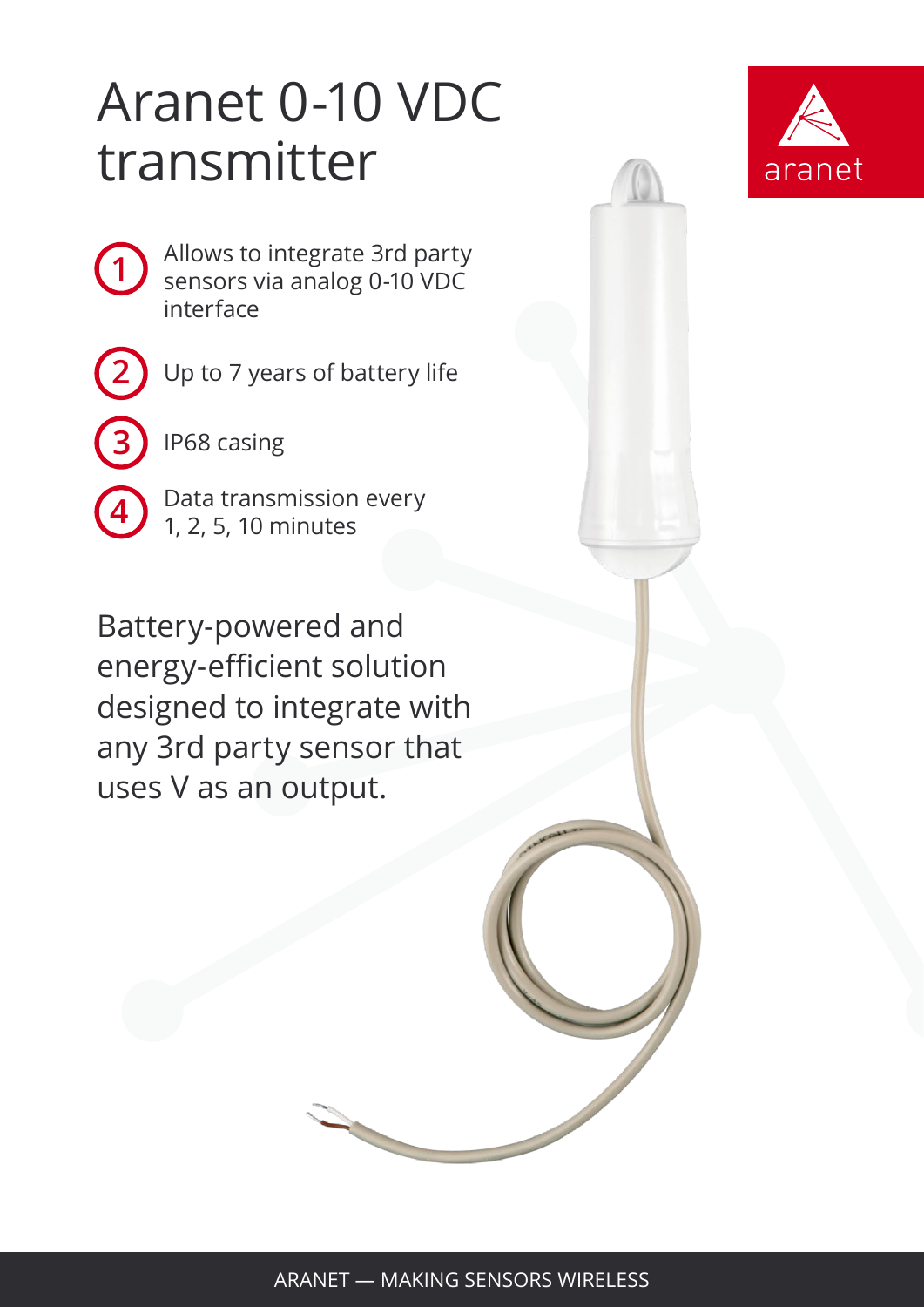# Aranet 0-10 VDC transmitter

aranet

1. Allows to integrate 3rd party sensors via analog 0-10 VDC interface
2. Up to 7 years of battery life
3. IP68 casing
4. Data transmission every 1, 2, 5, 10 minutes

Battery-powered and energy-efficient solution designed to integrate with any 3rd party sensor that uses V as an output.

ARANET — MAKING SENSORS WIRELESS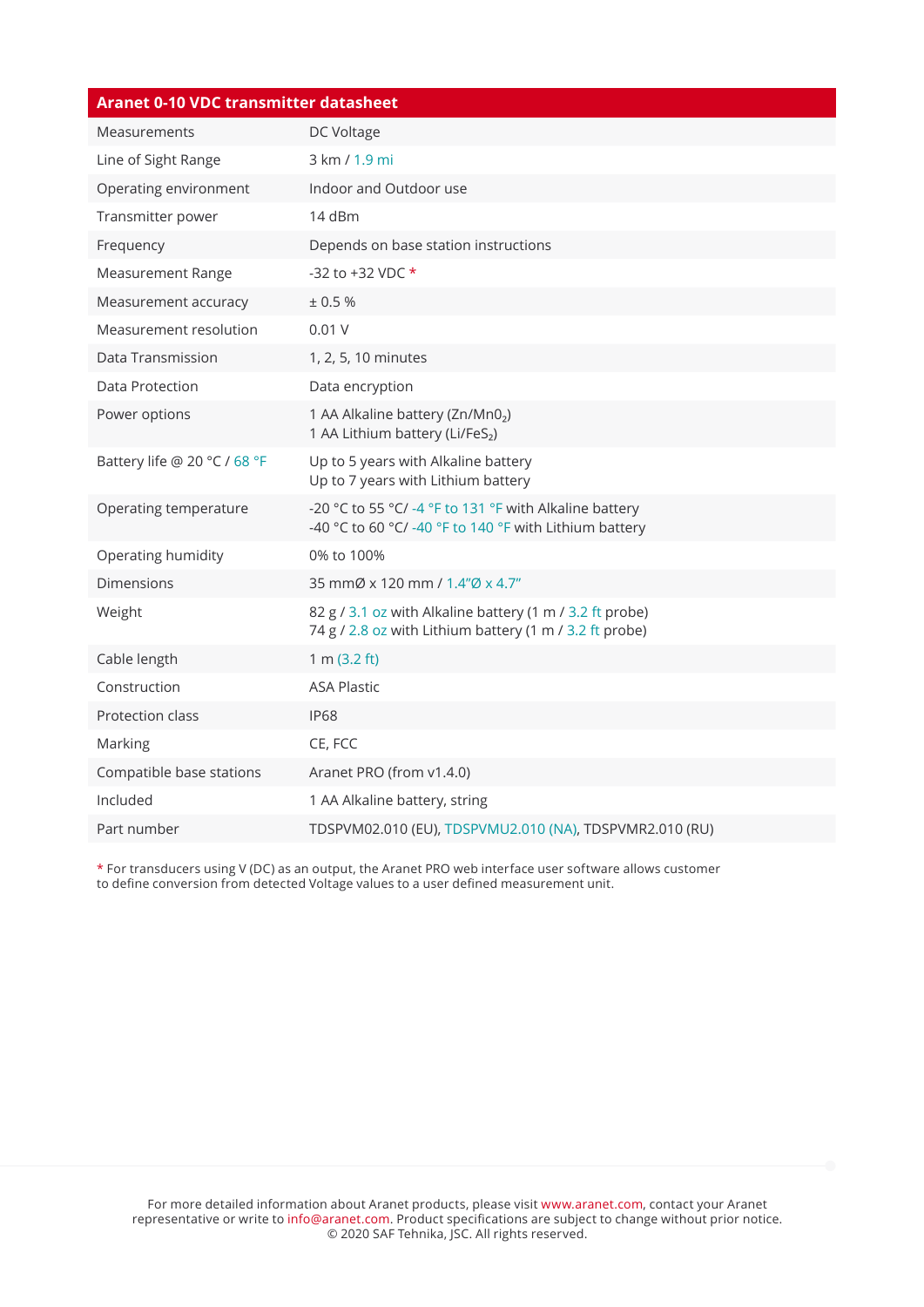| Aranet 0-10 VDC transmitter datasheet | |
|---|---|
| Measurements | DC Voltage |
| Line of Sight Range | 3 km / 1.9 mi |
| Operating environment | Indoor and Outdoor use |
| Transmitter power | 14 dBm |
| Frequency | Depends on base station instructions |
| Measurement Range | -32 to +32 VDC * |
| Measurement accuracy | ± 0.5 % |
| Measurement resolution | 0.01 V |
| Data Transmission | 1, 2, 5, 10 minutes |
| Data Protection | Data encryption |
| Power options | 1 AA Alkaline battery ($Zn/Mn0_2$)<br>1 AA Lithium battery ($Li/FeS_2$) |
| Battery life @ 20 °C / 68 °F | Up to 5 years with Alkaline battery<br>Up to 7 years with Lithium battery |
| Operating temperature | -20 °C to 55 °C/ -4 °F to 131 °F with Alkaline battery<br>-40 °C to 60 °C/ -40 °F to 140 °F with Lithium battery |
| Operating humidity | 0% to 100% |
| Dimensions | 35 mmØ x 120 mm / 1.4"Ø x 4.7" |
| Weight | 82 g / 3.1 oz with Alkaline battery (1 m / 3.2 ft probe)<br>74 g / 2.8 oz with Lithium battery (1 m / 3.2 ft probe) |
| Cable length | 1 m (3.2 ft) |
| Construction | ASA Plastic |
| Protection class | IP68 |
| Marking | CE, FCC |
| Compatible base stations | Aranet PRO (from v1.4.0) |
| Included | 1 AA Alkaline battery, string |
| Part number | TDSPVM02.010 (EU), TDSPVMU2.010 (NA), TDSPVMR2.010 (RU) |

* For transducers using V (DC) as an output, the Aranet PRO web interface user software allows customer to define conversion from detected Voltage values to a user defined measurement unit.

For more detailed information about Aranet products, please visit www.aranet.com, contact your Aranet representative or write to info@aranet.com. Product specifications are subject to change without prior notice.
© 2020 SAF Tehnika, JSC. All rights reserved.